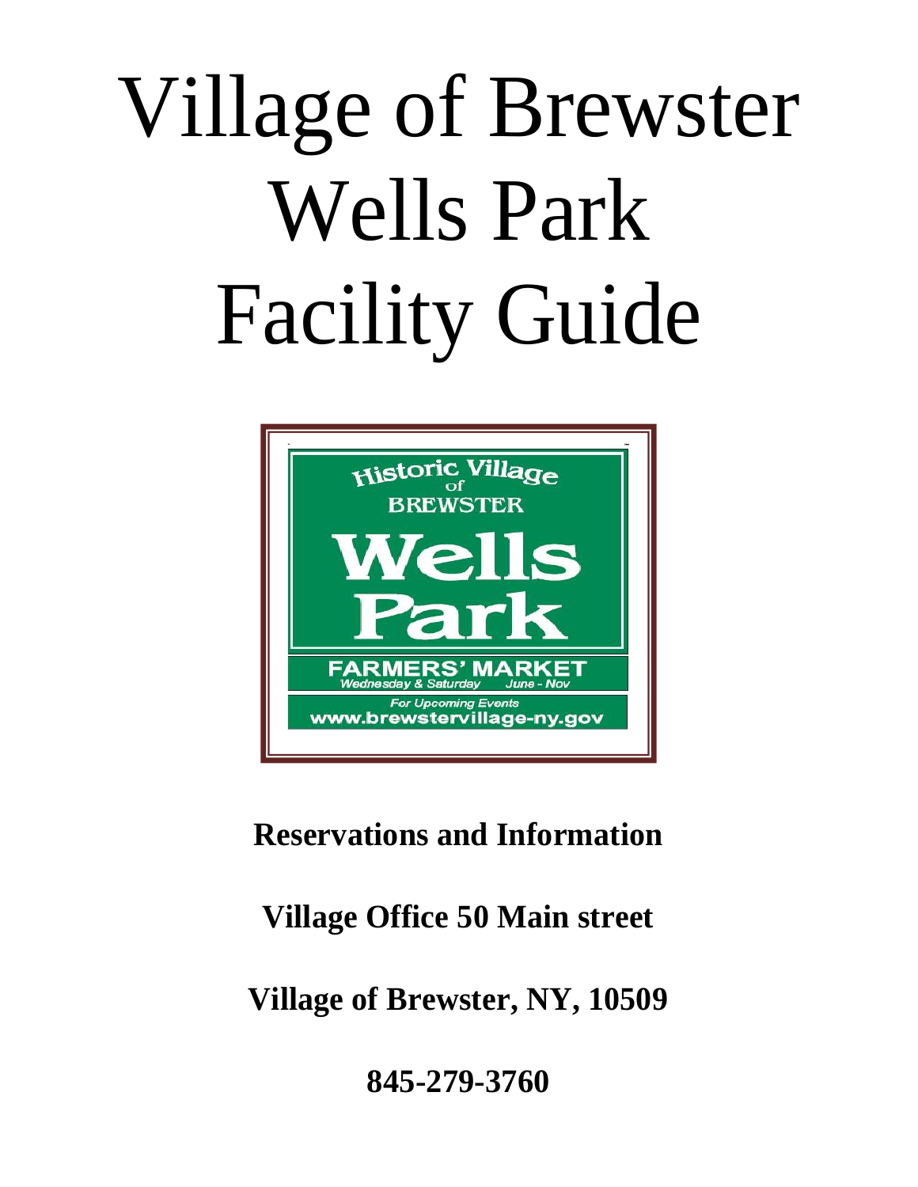# Village of Brewster Wells Park Facility Guide

Historic Village of BREWSTER

Wells Park

FARMERS' MARKET
*Wednesday & Saturday June - Nov*

*For Upcoming Events*
www.brewstervillage-ny.gov

**Reservations and Information**

**Village Office 50 Main street**

**Village of Brewster, NY, 10509**

**845-279-3760**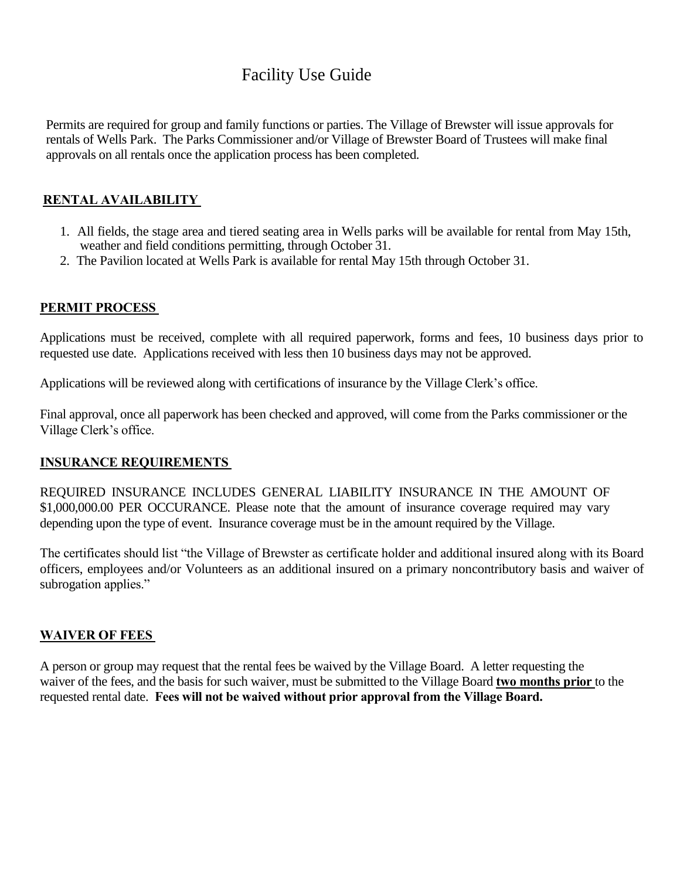# Facility Use Guide

Permits are required for group and family functions or parties. The Village of Brewster will issue approvals for rentals of Wells Park. The Parks Commissioner and/or Village of Brewster Board of Trustees will make final approvals on all rentals once the application process has been completed.

## RENTAL AVAILABILITY

1. All fields, the stage area and tiered seating area in Wells parks will be available for rental from May 15th, weather and field conditions permitting, through October 31.
2. The Pavilion located at Wells Park is available for rental May 15th through October 31.

## PERMIT PROCESS

Applications must be received, complete with all required paperwork, forms and fees, 10 business days prior to requested use date. Applications received with less then 10 business days may not be approved.

Applications will be reviewed along with certifications of insurance by the Village Clerk's office.

Final approval, once all paperwork has been checked and approved, will come from the Parks commissioner or the Village Clerk's office.

## INSURANCE REQUIREMENTS

REQUIRED INSURANCE INCLUDES GENERAL LIABILITY INSURANCE IN THE AMOUNT OF $1,000,000.00 PER OCCURANCE. Please note that the amount of insurance coverage required may vary depending upon the type of event. Insurance coverage must be in the amount required by the Village.

The certificates should list "the Village of Brewster as certificate holder and additional insured along with its Board officers, employees and/or Volunteers as an additional insured on a primary noncontributory basis and waiver of subrogation applies."

## WAIVER OF FEES

A person or group may request that the rental fees be waived by the Village Board. A letter requesting the waiver of the fees, and the basis for such waiver, must be submitted to the Village Board **two months prior** to the requested rental date. **Fees will not be waived without prior approval from the Village Board.**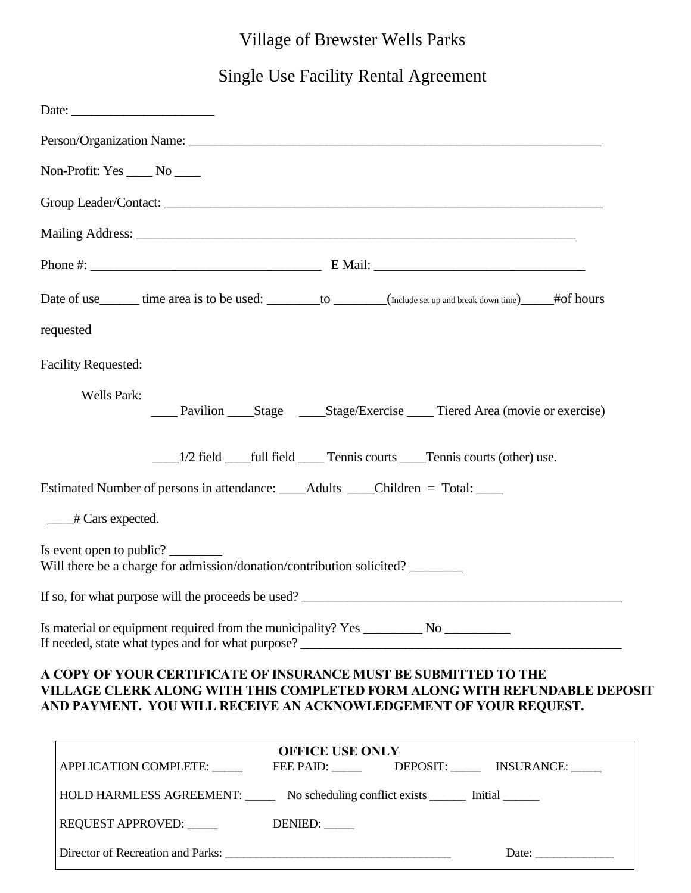# Village of Brewster Wells Parks

## Single Use Facility Rental Agreement

Date: ______________________

Person/Organization Name: ____________________________________________________________________

Non-Profit: Yes ____ No ____

Group Leader/Contact: ________________________________________________________________________

Mailing Address: ______________________________________________________________________

Phone #: ___________________________________ E Mail: ________________________________

Date of use______ time area is to be used: ________to ________(Include set up and break down time)_____#of hours requested

Facility Requested:

Wells Park:

____ Pavilion ____Stage ____Stage/Exercise ____ Tiered Area (movie or exercise)

____1/2 field ____full field ____ Tennis courts ____Tennis courts (other) use.

Estimated Number of persons in attendance: ____Adults ____Children = Total: ____

____# Cars expected.

Is event open to public? ________

Will there be a charge for admission/donation/contribution solicited? ________

If so, for what purpose will the proceeds be used? ____________________________________________________

Is material or equipment required from the municipality? Yes _________ No __________

If needed, state what types and for what purpose? ____________________________________________________

**A COPY OF YOUR CERTIFICATE OF INSURANCE MUST BE SUBMITTED TO THE VILLAGE CLERK ALONG WITH THIS COMPLETED FORM ALONG WITH REFUNDABLE DEPOSIT AND PAYMENT. YOU WILL RECEIVE AN ACKNOWLEDGEMENT OF YOUR REQUEST.**

**OFFICE USE ONLY**

APPLICATION COMPLETE: _____ FEE PAID: _____ DEPOSIT: _____ INSURANCE: _____

HOLD HARMLESS AGREEMENT: _____ No scheduling conflict exists ______ Initial ______

REQUEST APPROVED: _____ DENIED: _____

Director of Recreation and Parks: ______________________________________ Date: _____________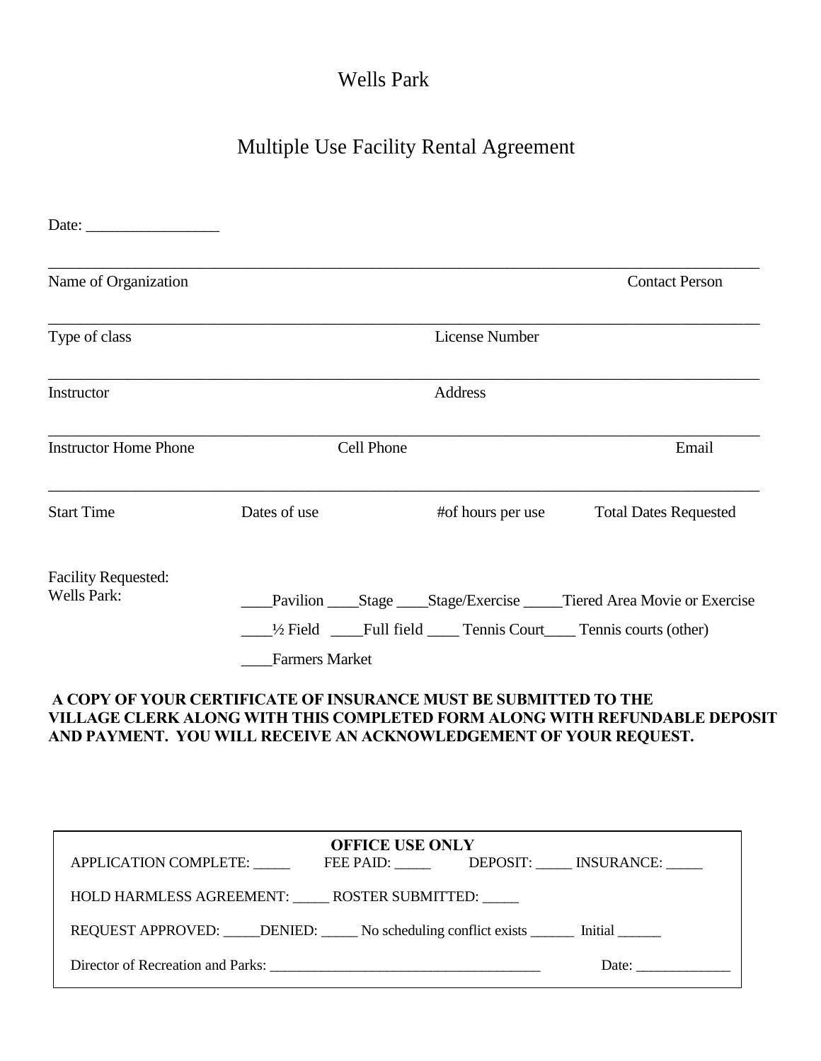# Wells Park

## Multiple Use Facility Rental Agreement

Date: _________________

_______________________________________________________________________________________

Name of Organization Contact Person

_______________________________________________________________________________________

Type of class License Number

_______________________________________________________________________________________

Instructor Address

_______________________________________________________________________________________

Instructor Home Phone Cell Phone Email

_______________________________________________________________________________________

Start Time Dates of use #of hours per use Total Dates Requested

Facility Requested:
Wells Park:

____Pavilion ____Stage ____Stage/Exercise _____Tiered Area Movie or Exercise

____½ Field ____Full field ____ Tennis Court____ Tennis courts (other)

____Farmers Market

**A COPY OF YOUR CERTIFICATE OF INSURANCE MUST BE SUBMITTED TO THE VILLAGE CLERK ALONG WITH THIS COMPLETED FORM ALONG WITH REFUNDABLE DEPOSIT AND PAYMENT. YOU WILL RECEIVE AN ACKNOWLEDGEMENT OF YOUR REQUEST.**

**OFFICE USE ONLY**

APPLICATION COMPLETE: _____ FEE PAID: _____ DEPOSIT: _____ INSURANCE: _____

HOLD HARMLESS AGREEMENT: _____ ROSTER SUBMITTED: _____

REQUEST APPROVED: _____DENIED: _____ No scheduling conflict exists ______ Initial ______

Director of Recreation and Parks: ______________________________________ Date: _____________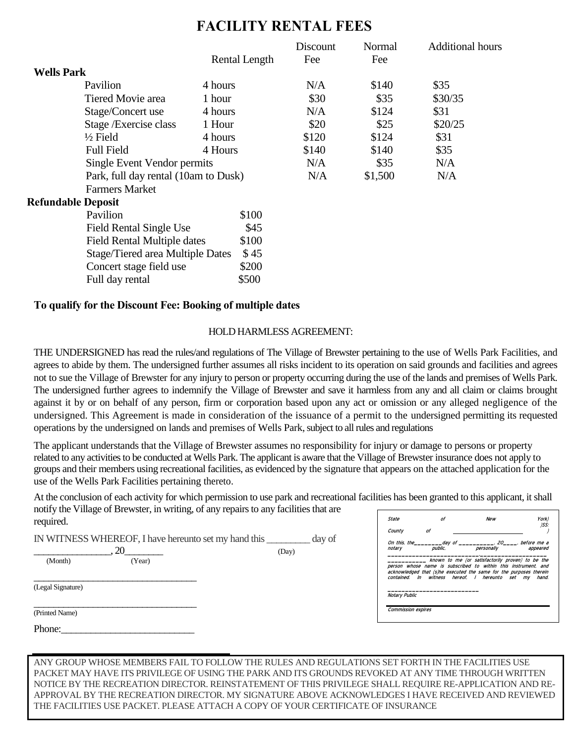# FACILITY RENTAL FEES

| | Rental Length | Discount Fee | Normal Fee | Additional hours |
|---|---|---|---|---|
| **Wells Park** | | | | |
| Pavilion | 4 hours | N/A | $140 | $35 |
| Tiered Movie area | 1 hour | $30 | $35 | $30/35 |
| Stage/Concert use | 4 hours | N/A | $124 | $31 |
| Stage /Exercise class | 1 Hour | $20 | $25 | $20/25 |
| ½ Field | 4 hours | $120 | $124 | $31 |
| Full Field | 4 Hours | $140 | $140 | $35 |
| Single Event Vendor permits | | N/A | $35 | N/A |
| Park, full day rental (10am to Dusk) | | N/A | $1,500 | N/A |
| Farmers Market | | | | |

**Refundable Deposit**

| | |
|---|---|
| Pavilion | $100 |
| Field Rental Single Use | $45 |
| Field Rental Multiple dates | $100 |
| Stage/Tiered area Multiple Dates | $ 45 |
| Concert stage field use | $200 |
| Full day rental | $500 |

**To qualify for the Discount Fee: Booking of multiple dates**

HOLD HARMLESS AGREEMENT:

THE UNDERSIGNED has read the rules/and regulations of The Village of Brewster pertaining to the use of Wells Park Facilities, and agrees to abide by them. The undersigned further assumes all risks incident to its operation on said grounds and facilities and agrees not to sue the Village of Brewster for any injury to person or property occurring during the use of the lands and premises of Wells Park. The undersigned further agrees to indemnify the Village of Brewster and save it harmless from any and all claim or claims brought against it by or on behalf of any person, firm or corporation based upon any act or omission or any alleged negligence of the undersigned. This Agreement is made in consideration of the issuance of a permit to the undersigned permitting its requested operations by the undersigned on lands and premises of Wells Park, subject to all rules and regulations

The applicant understands that the Village of Brewster assumes no responsibility for injury or damage to persons or property related to any activities to be conducted at Wells Park. The applicant is aware that the Village of Brewster insurance does not apply to groups and their members using recreational facilities, as evidenced by the signature that appears on the attached application for the use of the Wells Park Facilities pertaining thereto.

At the conclusion of each activity for which permission to use park and recreational facilities has been granted to this applicant, it shall notify the Village of Brewster, in writing, of any repairs to any facilities that are required.

IN WITNESS WHEREOF, I have hereunto set my hand this _________ day of _______________, 20_______
(Day) (Month) (Year)

___________________________________
(Legal Signature)

___________________________________
(Printed Name)

Phone:___________________________

State of New York)
)SS:
County of ____________________ )

On this, the________day of __________, 20____, before me a notary public, personally appeared ____________________________________ known to me (or satisfactorily proven) to be the person whose name is subscribed to within this instrument. and acknowledged that (s)he executed the same for the purposes therein contained. In witness hereof, I hereunto set my hand.

___________________________
Notary Public

Commission expires

ANY GROUP WHOSE MEMBERS FAIL TO FOLLOW THE RULES AND REGULATIONS SET FORTH IN THE FACILITIES USE PACKET MAY HAVE ITS PRIVILEGE OF USING THE PARK AND ITS GROUNDS REVOKED AT ANY TIME THROUGH WRITTEN NOTICE BY THE RECREATION DIRECTOR. REINSTATEMENT OF THIS PRIVILEGE SHALL REQUIRE RE-APPLICATION AND RE-APPROVAL BY THE RECREATION DIRECTOR. MY SIGNATURE ABOVE ACKNOWLEDGES I HAVE RECEIVED AND REVIEWED THE FACILITIES USE PACKET. PLEASE ATTACH A COPY OF YOUR CERTIFICATE OF INSURANCE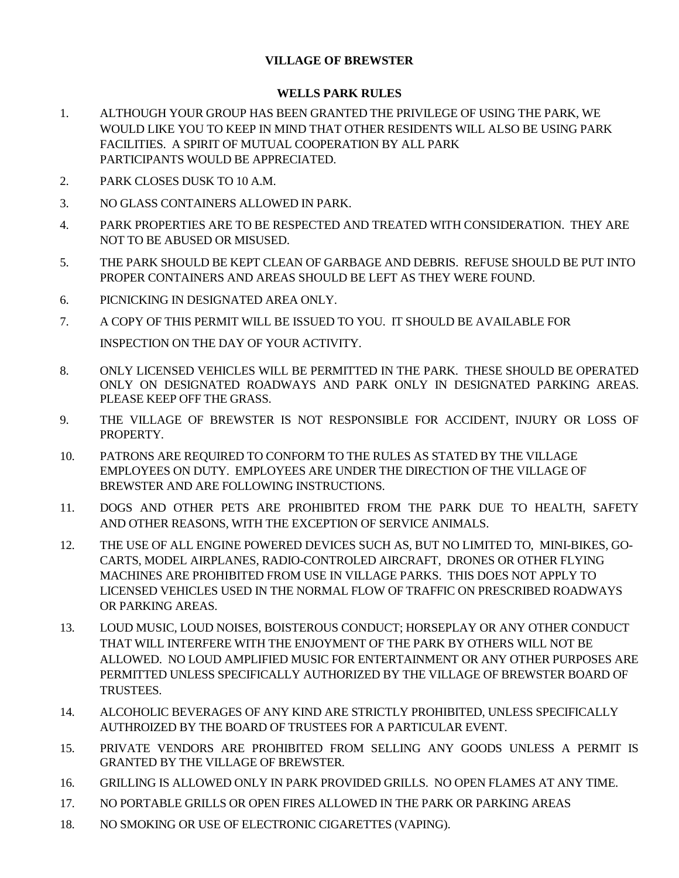**VILLAGE OF BREWSTER**

**WELLS PARK RULES**

1. ALTHOUGH YOUR GROUP HAS BEEN GRANTED THE PRIVILEGE OF USING THE PARK, WE WOULD LIKE YOU TO KEEP IN MIND THAT OTHER RESIDENTS WILL ALSO BE USING PARK FACILITIES. A SPIRIT OF MUTUAL COOPERATION BY ALL PARK PARTICIPANTS WOULD BE APPRECIATED.
2. PARK CLOSES DUSK TO 10 A.M.
3. NO GLASS CONTAINERS ALLOWED IN PARK.
4. PARK PROPERTIES ARE TO BE RESPECTED AND TREATED WITH CONSIDERATION. THEY ARE NOT TO BE ABUSED OR MISUSED.
5. THE PARK SHOULD BE KEPT CLEAN OF GARBAGE AND DEBRIS. REFUSE SHOULD BE PUT INTO PROPER CONTAINERS AND AREAS SHOULD BE LEFT AS THEY WERE FOUND.
6. PICNICKING IN DESIGNATED AREA ONLY.
7. A COPY OF THIS PERMIT WILL BE ISSUED TO YOU. IT SHOULD BE AVAILABLE FOR INSPECTION ON THE DAY OF YOUR ACTIVITY.
8. ONLY LICENSED VEHICLES WILL BE PERMITTED IN THE PARK. THESE SHOULD BE OPERATED ONLY ON DESIGNATED ROADWAYS AND PARK ONLY IN DESIGNATED PARKING AREAS. PLEASE KEEP OFF THE GRASS.
9. THE VILLAGE OF BREWSTER IS NOT RESPONSIBLE FOR ACCIDENT, INJURY OR LOSS OF PROPERTY.
10. PATRONS ARE REQUIRED TO CONFORM TO THE RULES AS STATED BY THE VILLAGE EMPLOYEES ON DUTY. EMPLOYEES ARE UNDER THE DIRECTION OF THE VILLAGE OF BREWSTER AND ARE FOLLOWING INSTRUCTIONS.
11. DOGS AND OTHER PETS ARE PROHIBITED FROM THE PARK DUE TO HEALTH, SAFETY AND OTHER REASONS, WITH THE EXCEPTION OF SERVICE ANIMALS.
12. THE USE OF ALL ENGINE POWERED DEVICES SUCH AS, BUT NO LIMITED TO, MINI-BIKES, GO-CARTS, MODEL AIRPLANES, RADIO-CONTROLED AIRCRAFT, DRONES OR OTHER FLYING MACHINES ARE PROHIBITED FROM USE IN VILLAGE PARKS. THIS DOES NOT APPLY TO LICENSED VEHICLES USED IN THE NORMAL FLOW OF TRAFFIC ON PRESCRIBED ROADWAYS OR PARKING AREAS.
13. LOUD MUSIC, LOUD NOISES, BOISTEROUS CONDUCT; HORSEPLAY OR ANY OTHER CONDUCT THAT WILL INTERFERE WITH THE ENJOYMENT OF THE PARK BY OTHERS WILL NOT BE ALLOWED. NO LOUD AMPLIFIED MUSIC FOR ENTERTAINMENT OR ANY OTHER PURPOSES ARE PERMITTED UNLESS SPECIFICALLY AUTHORIZED BY THE VILLAGE OF BREWSTER BOARD OF TRUSTEES.
14. ALCOHOLIC BEVERAGES OF ANY KIND ARE STRICTLY PROHIBITED, UNLESS SPECIFICALLY AUTHROIZED BY THE BOARD OF TRUSTEES FOR A PARTICULAR EVENT.
15. PRIVATE VENDORS ARE PROHIBITED FROM SELLING ANY GOODS UNLESS A PERMIT IS GRANTED BY THE VILLAGE OF BREWSTER.
16. GRILLING IS ALLOWED ONLY IN PARK PROVIDED GRILLS. NO OPEN FLAMES AT ANY TIME.
17. NO PORTABLE GRILLS OR OPEN FIRES ALLOWED IN THE PARK OR PARKING AREAS
18. NO SMOKING OR USE OF ELECTRONIC CIGARETTES (VAPING).